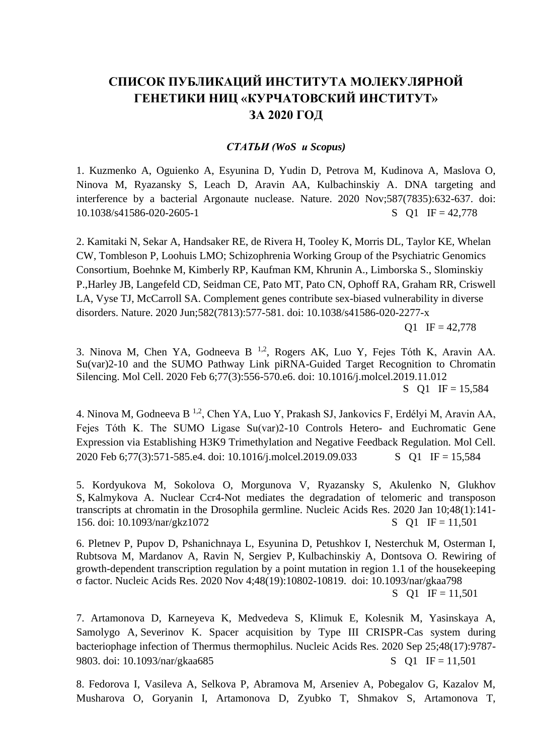# СПИСОК ПУБЛИКАЦИЙ ИНСТИТУТА МОЛЕКУЛЯРНОЙ ГЕНЕТИКИ НИЦ «КУРЧАТОВСКИЙ ИНСТИТУТ» ЗА 2020 ГОД

### *СТАТЬИ (WoS и Scopus)*

1. Kuzmenko A, Oguienko A, Esyunina D, Yudin D, Petrova M, Kudinova A, Maslova O, Ninova M, Ryazansky S, Leach D, Aravin AA, Kulbachinskiy A. DNA targeting and interference by a bacterial Argonaute nuclease. Nature. 2020 Nov;587(7835):632-637. doi: 10.1038/s41586-020-2605-1 S Q1 IF = 42,778

2. Kamitaki N, Sekar A, Handsaker RE, de Rivera H, Tooley K, Morris DL, Taylor KE, Whelan CW, Tombleson P, Loohuis LMO; Schizophrenia Working Group of the Psychiatric Genomics Consortium, Boehnke M, Kimberly RP, Kaufman KM, Khrunin A., Limborska S., Slominskiy P.,Harley JB, Langefeld CD, Seidman CE, Pato MT, Pato CN, Ophoff RA, Graham RR, Criswell LA, Vyse TJ, McCarroll SA. Complement genes contribute sex-biased vulnerability in diverse disorders. Nature. 2020 Jun;582(7813):577-581. doi: 10.1038/s41586-020-2277-x Q1 IF = 42,778

3. Ninova M, Chen YA, Godneeva B [1,2], Rogers AK, Luo Y, Fejes Tóth K, Aravin AA. Su(var)2-10 and the SUMO Pathway Link piRNA-Guided Target Recognition to Chromatin Silencing. Mol Cell. 2020 Feb 6;77(3):556-570.e6. doi: 10.1016/j.molcel.2019.11.012 S Q1 IF = 15,584

4. Ninova M, Godneeva B [1,2], Chen YA, Luo Y, Prakash SJ, Jankovics F, Erdélyi M, Aravin AA, Fejes Tóth K. The SUMO Ligase Su(var)2-10 Controls Hetero- and Euchromatic Gene Expression via Establishing H3K9 Trimethylation and Negative Feedback Regulation. Mol Cell. 2020 Feb 6;77(3):571-585.e4. doi: 10.1016/j.molcel.2019.09.033 S Q1 IF = 15,584

5. Kordyukova M, Sokolova O, Morgunova V, Ryazansky S, Akulenko N, Glukhov S, Kalmykova A. Nuclear Ccr4-Not mediates the degradation of telomeric and transposon transcripts at chromatin in the Drosophila germline. Nucleic Acids Res. 2020 Jan 10;48(1):141-156. doi: 10.1093/nar/gkz1072 S Q1 IF = 11,501

6. Pletnev P, Pupov D, Pshanichnaya L, Esyunina D, Petushkov I, Nesterchuk M, Osterman I, Rubtsova M, Mardanov A, Ravin N, Sergiev P, Kulbachinskiy A, Dontsova O. Rewiring of growth-dependent transcription regulation by a point mutation in region 1.1 of the housekeeping σ factor. Nucleic Acids Res. 2020 Nov 4;48(19):10802-10819. doi: 10.1093/nar/gkaa798 S Q1 IF = 11,501

7. Artamonova D, Karneyeva K, Medvedeva S, Klimuk E, Kolesnik M, Yasinskaya A, Samolygo A, Severinov K. Spacer acquisition by Type III CRISPR-Cas system during bacteriophage infection of Thermus thermophilus. Nucleic Acids Res. 2020 Sep 25;48(17):9787-9803. doi: 10.1093/nar/gkaa685 S Q1 IF = 11,501

8. Fedorova I, Vasileva A, Selkova P, Abramova M, Arseniev A, Pobegalov G, Kazalov M, Musharova O, Goryanin I, Artamonova D, Zyubko T, Shmakov S, Artamonova T,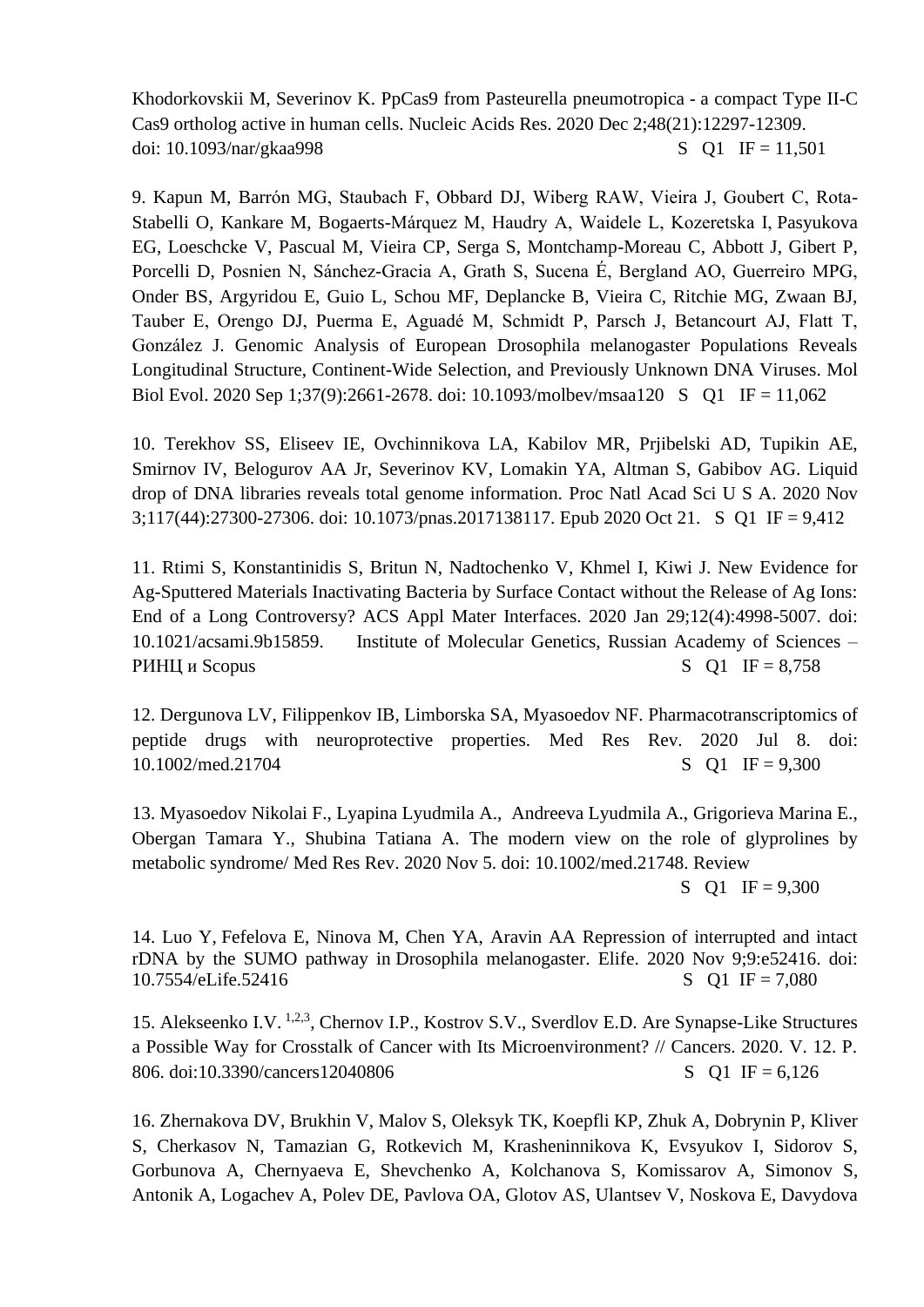Khodorkovskii M, Severinov K. PpCas9 from Pasteurella pneumotropica - a compact Type II-C Cas9 ortholog active in human cells. Nucleic Acids Res. 2020 Dec 2;48(21):12297-12309. doi: 10.1093/nar/gkaa998 S Q1 IF = 11,501

9. Kapun M, Barrón MG, Staubach F, Obbard DJ, Wiberg RAW, Vieira J, Goubert C, Rota-Stabelli O, Kankare M, Bogaerts-Márquez M, Haudry A, Waidele L, Kozeretska I, Pasyukova EG, Loeschcke V, Pascual M, Vieira CP, Serga S, Montchamp-Moreau C, Abbott J, Gibert P, Porcelli D, Posnien N, Sánchez-Gracia A, Grath S, Sucena É, Bergland AO, Guerreiro MPG, Onder BS, Argyridou E, Guio L, Schou MF, Deplancke B, Vieira C, Ritchie MG, Zwaan BJ, Tauber E, Orengo DJ, Puerma E, Aguadé M, Schmidt P, Parsch J, Betancourt AJ, Flatt T, González J. Genomic Analysis of European Drosophila melanogaster Populations Reveals Longitudinal Structure, Continent-Wide Selection, and Previously Unknown DNA Viruses. Mol Biol Evol. 2020 Sep 1;37(9):2661-2678. doi: 10.1093/molbev/msaa120 S Q1 IF = 11,062

10. Terekhov SS, Eliseev IE, Ovchinnikova LA, Kabilov MR, Prjibelski AD, Tupikin AE, Smirnov IV, Belogurov AA Jr, Severinov KV, Lomakin YA, Altman S, Gabibov AG. Liquid drop of DNA libraries reveals total genome information. Proc Natl Acad Sci U S A. 2020 Nov 3;117(44):27300-27306. doi: 10.1073/pnas.2017138117. Epub 2020 Oct 21. S Q1 IF = 9,412

11. Rtimi S, Konstantinidis S, Britun N, Nadtochenko V, Khmel I, Kiwi J. New Evidence for Ag-Sputtered Materials Inactivating Bacteria by Surface Contact without the Release of Ag Ions: End of a Long Controversy? ACS Appl Mater Interfaces. 2020 Jan 29;12(4):4998-5007. doi: 10.1021/acsami.9b15859. Institute of Molecular Genetics, Russian Academy of Sciences – РИНЦ и Scopus S Q1 IF = 8,758

12. Dergunova LV, Filippenkov IB, Limborska SA, Myasoedov NF. Pharmacotranscriptomics of peptide drugs with neuroprotective properties. Med Res Rev. 2020 Jul 8. doi: 10.1002/med.21704 S Q1 IF = 9,300

13. Myasoedov Nikolai F., Lyapina Lyudmila A., Andreeva Lyudmila A., Grigorieva Marina E., Obergan Tamara Y., Shubina Tatiana A. The modern view on the role of glyprolines by metabolic syndrome/ Med Res Rev. 2020 Nov 5. doi: 10.1002/med.21748. Review S Q1 IF = 9,300

14. Luo Y, Fefelova E, Ninova M, Chen YA, Aravin AA Repression of interrupted and intact rDNA by the SUMO pathway in Drosophila melanogaster. Elife. 2020 Nov 9;9:e52416. doi: 10.7554/eLife.52416 S Q1 IF = 7,080

15. Alekseenko I.V. [1,2,3], Chernov I.P., Kostrov S.V., Sverdlov E.D. Are Synapse-Like Structures a Possible Way for Crosstalk of Cancer with Its Microenvironment? // Cancers. 2020. V. 12. P. 806. doi:10.3390/cancers12040806 S Q1 IF = 6,126

16. Zhernakova DV, Brukhin V, Malov S, Oleksyk TK, Koepfli KP, Zhuk A, Dobrynin P, Kliver S, Cherkasov N, Tamazian G, Rotkevich M, Krasheninnikova K, Evsyukov I, Sidorov S, Gorbunova A, Chernyaeva E, Shevchenko A, Kolchanova S, Komissarov A, Simonov S, Antonik A, Logachev A, Polev DE, Pavlova OA, Glotov AS, Ulantsev V, Noskova E, Davydova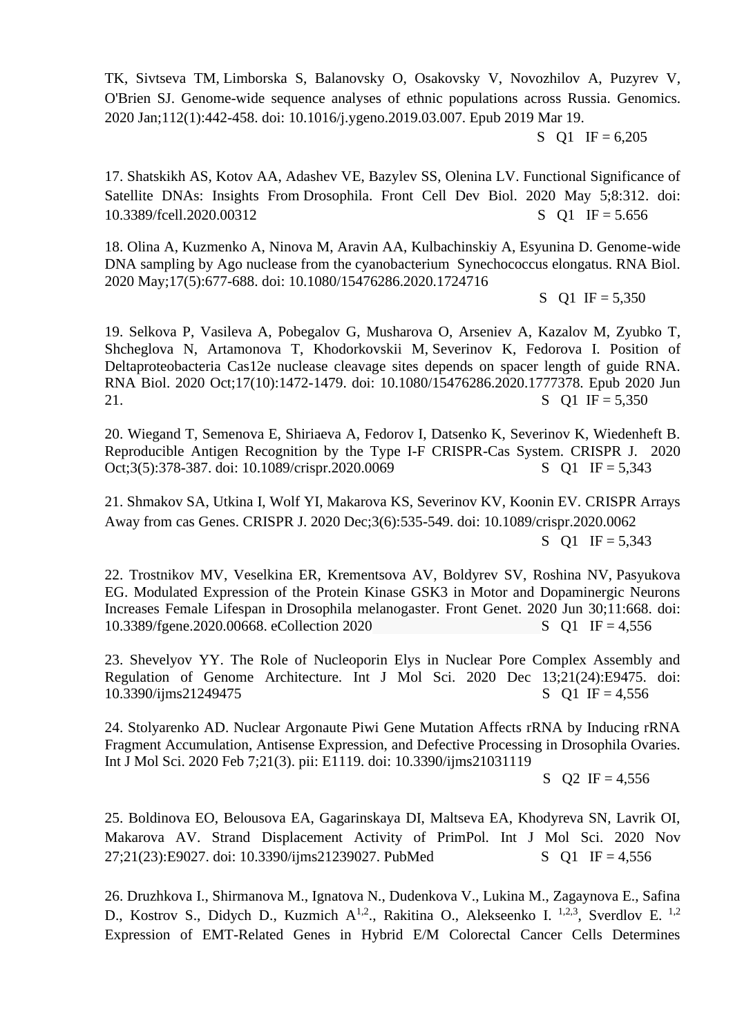TK, Sivtseva TM, Limborska S, Balanovsky O, Osakovsky V, Novozhilov A, Puzyrev V, O'Brien SJ. Genome-wide sequence analyses of ethnic populations across Russia. Genomics. 2020 Jan;112(1):442-458. doi: 10.1016/j.ygeno.2019.03.007. Epub 2019 Mar 19.
S Q1 IF = 6,205

17. Shatskikh AS, Kotov AA, Adashev VE, Bazylev SS, Olenina LV. Functional Significance of Satellite DNAs: Insights From Drosophila. Front Cell Dev Biol. 2020 May 5;8:312. doi: 10.3389/fcell.2020.00312 S Q1 IF = 5.656

18. Olina A, Kuzmenko A, Ninova M, Aravin AA, Kulbachinskiy A, Esyunina D. Genome-wide DNA sampling by Ago nuclease from the cyanobacterium Synechococcus elongatus. RNA Biol. 2020 May;17(5):677-688. doi: 10.1080/15476286.2020.1724716
S Q1 IF = 5,350

19. Selkova P, Vasileva A, Pobegalov G, Musharova O, Arseniev A, Kazalov M, Zyubko T, Shcheglova N, Artamonova T, Khodorkovskii M, Severinov K, Fedorova I. Position of Deltaproteobacteria Cas12e nuclease cleavage sites depends on spacer length of guide RNA. RNA Biol. 2020 Oct;17(10):1472-1479. doi: 10.1080/15476286.2020.1777378. Epub 2020 Jun 21. S Q1 IF = 5,350

20. Wiegand T, Semenova E, Shiriaeva A, Fedorov I, Datsenko K, Severinov K, Wiedenheft B. Reproducible Antigen Recognition by the Type I-F CRISPR-Cas System. CRISPR J. 2020 Oct;3(5):378-387. doi: 10.1089/crispr.2020.0069 S Q1 IF = 5,343

21. Shmakov SA, Utkina I, Wolf YI, Makarova KS, Severinov KV, Koonin EV. CRISPR Arrays Away from cas Genes. CRISPR J. 2020 Dec;3(6):535-549. doi: 10.1089/crispr.2020.0062
S Q1 IF = 5,343

22. Trostnikov MV, Veselkina ER, Krementsova AV, Boldyrev SV, Roshina NV, Pasyukova EG. Modulated Expression of the Protein Kinase GSK3 in Motor and Dopaminergic Neurons Increases Female Lifespan in Drosophila melanogaster. Front Genet. 2020 Jun 30;11:668. doi: 10.3389/fgene.2020.00668. eCollection 2020 S Q1 IF = 4,556

23. Shevelyov YY. The Role of Nucleoporin Elys in Nuclear Pore Complex Assembly and Regulation of Genome Architecture. Int J Mol Sci. 2020 Dec 13;21(24):E9475. doi: 10.3390/ijms21249475 S Q1 IF = 4,556

24. Stolyarenko AD. Nuclear Argonaute Piwi Gene Mutation Affects rRNA by Inducing rRNA Fragment Accumulation, Antisense Expression, and Defective Processing in Drosophila Ovaries. Int J Mol Sci. 2020 Feb 7;21(3). pii: E1119. doi: 10.3390/ijms21031119
S Q2 IF = 4,556

25. Boldinova EO, Belousova EA, Gagarinskaya DI, Maltseva EA, Khodyreva SN, Lavrik OI, Makarova AV. Strand Displacement Activity of PrimPol. Int J Mol Sci. 2020 Nov 27;21(23):E9027. doi: 10.3390/ijms21239027. PubMed S Q1 IF = 4,556

26. Druzhkova I., Shirmanova M., Ignatova N., Dudenkova V., Lukina M., Zagaynova E., Safina D., Kostrov S., Didych D., Kuzmich A[1,2]., Rakitina O., Alekseenko I. [1,2,3], Sverdlov E. [1,2] Expression of EMT-Related Genes in Hybrid E/M Colorectal Cancer Cells Determines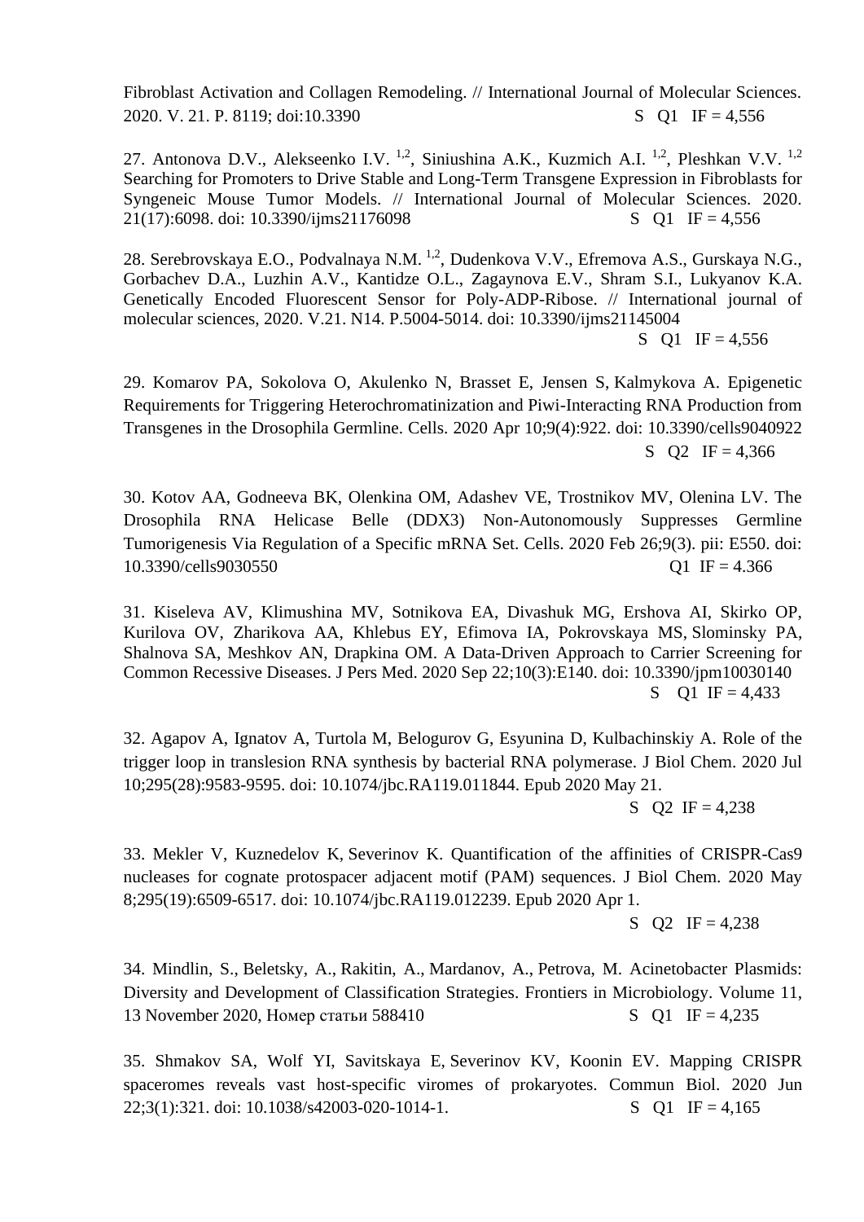Fibroblast Activation and Collagen Remodeling. // International Journal of Molecular Sciences. 2020. V. 21. P. 8119; doi:10.3390 S Q1 IF = 4,556

27. Antonova D.V., Alekseenko I.V. [1,2], Siniushina A.K., Kuzmich A.I. [1,2], Pleshkan V.V. [1,2] Searching for Promoters to Drive Stable and Long-Term Transgene Expression in Fibroblasts for Syngeneic Mouse Tumor Models. // International Journal of Molecular Sciences. 2020. 21(17):6098. doi: 10.3390/ijms21176098 S Q1 IF = 4,556

28. Serebrovskaya E.O., Podvalnaya N.M. [1,2], Dudenkova V.V., Efremova A.S., Gurskaya N.G., Gorbachev D.A., Luzhin A.V., Kantidze O.L., Zagaynova E.V., Shram S.I., Lukyanov K.A. Genetically Encoded Fluorescent Sensor for Poly-ADP-Ribose. // International journal of molecular sciences, 2020. V.21. N14. P.5004-5014. doi: 10.3390/ijms21145004 S Q1 IF = 4,556

29. Komarov PA, Sokolova O, Akulenko N, Brasset E, Jensen S, Kalmykova A. Epigenetic Requirements for Triggering Heterochromatinization and Piwi-Interacting RNA Production from Transgenes in the Drosophila Germline. Cells. 2020 Apr 10;9(4):922. doi: 10.3390/cells9040922 S Q2 IF = 4,366

30. Kotov AA, Godneeva BK, Olenkina OM, Adashev VE, Trostnikov MV, Olenina LV. The Drosophila RNA Helicase Belle (DDX3) Non-Autonomously Suppresses Germline Tumorigenesis Via Regulation of a Specific mRNA Set. Cells. 2020 Feb 26;9(3). pii: E550. doi: 10.3390/cells9030550 Q1 IF = 4.366

31. Kiseleva AV, Klimushina MV, Sotnikova EA, Divashuk MG, Ershova AI, Skirko OP, Kurilova OV, Zharikova AA, Khlebus EY, Efimova IA, Pokrovskaya MS, Slominsky PA, Shalnova SA, Meshkov AN, Drapkina OM. A Data-Driven Approach to Carrier Screening for Common Recessive Diseases. J Pers Med. 2020 Sep 22;10(3):E140. doi: 10.3390/jpm10030140 S Q1 IF = 4,433

32. Agapov A, Ignatov A, Turtola M, Belogurov G, Esyunina D, Kulbachinskiy A. Role of the trigger loop in translesion RNA synthesis by bacterial RNA polymerase. J Biol Chem. 2020 Jul 10;295(28):9583-9595. doi: 10.1074/jbc.RA119.011844. Epub 2020 May 21. S Q2 IF = 4,238

33. Mekler V, Kuznedelov K, Severinov K. Quantification of the affinities of CRISPR-Cas9 nucleases for cognate protospacer adjacent motif (PAM) sequences. J Biol Chem. 2020 May 8;295(19):6509-6517. doi: 10.1074/jbc.RA119.012239. Epub 2020 Apr 1. S Q2 IF = 4,238

34. Mindlin, S., Beletsky, A., Rakitin, A., Mardanov, A., Petrova, M. Acinetobacter Plasmids: Diversity and Development of Classification Strategies. Frontiers in Microbiology. Volume 11, 13 November 2020, Номер статьи 588410 S Q1 IF = 4,235

35. Shmakov SA, Wolf YI, Savitskaya E, Severinov KV, Koonin EV. Mapping CRISPR spaceromes reveals vast host-specific viromes of prokaryotes. Commun Biol. 2020 Jun 22;3(1):321. doi: 10.1038/s42003-020-1014-1. S Q1 IF = 4,165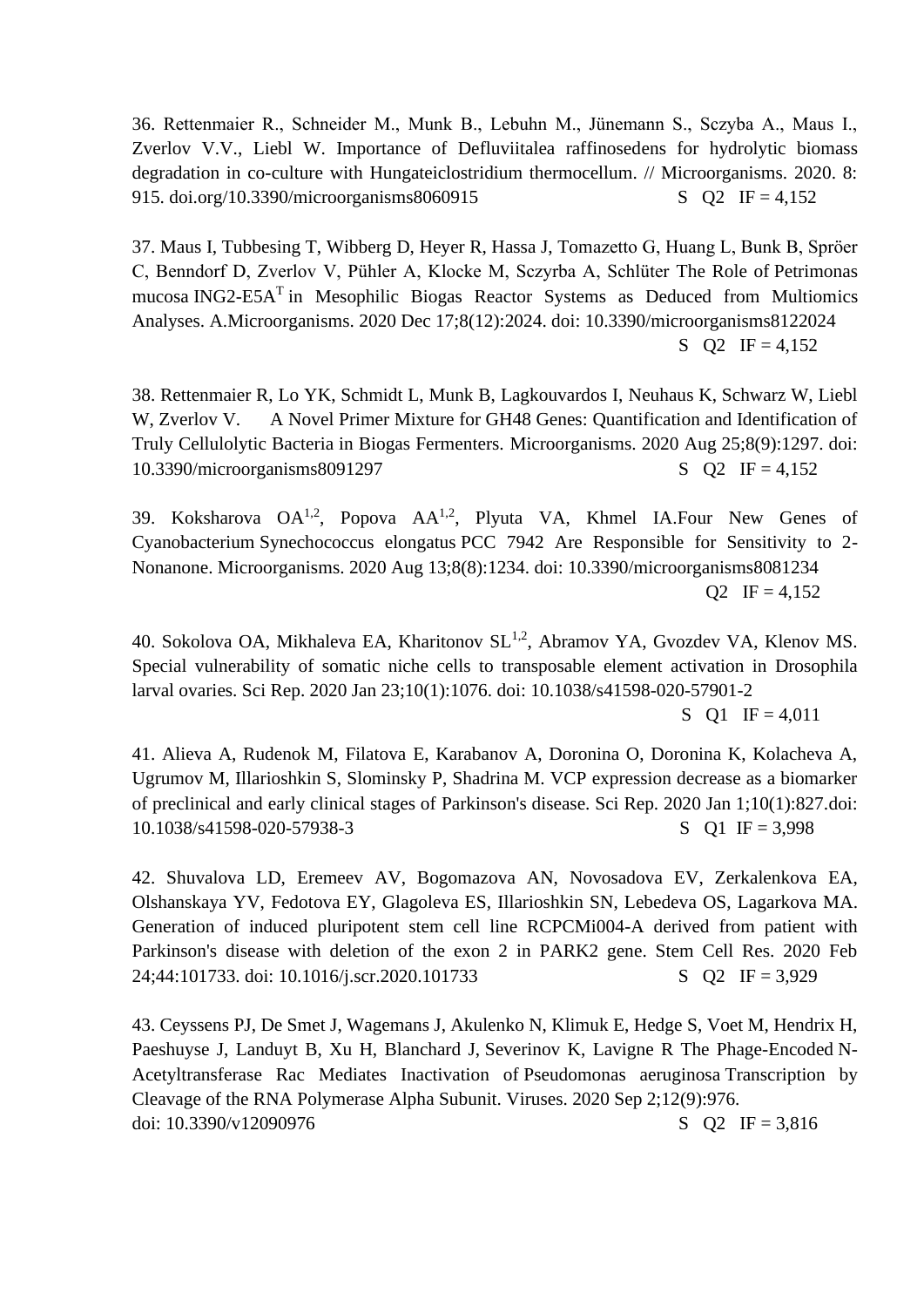36. Rettenmaier R., Schneider M., Munk B., Lebuhn M., Jünemann S., Sczyba A., Maus I., Zverlov V.V., Liebl W. Importance of Defluviitalea raffinosedens for hydrolytic biomass degradation in co-culture with Hungateiclostridium thermocellum. // Microorganisms. 2020. 8: 915. doi.org/10.3390/microorganisms8060915 S Q2 IF = 4,152

37. Maus I, Tubbesing T, Wibberg D, Heyer R, Hassa J, Tomazetto G, Huang L, Bunk B, Spröer C, Benndorf D, Zverlov V, Pühler A, Klocke M, Sczyrba A, Schlüter The Role of Petrimonas mucosa ING2-E5A$^{T}$ in Mesophilic Biogas Reactor Systems as Deduced from Multiomics Analyses. A.Microorganisms. 2020 Dec 17;8(12):2024. doi: 10.3390/microorganisms8122024 S Q2 IF = 4,152

38. Rettenmaier R, Lo YK, Schmidt L, Munk B, Lagkouvardos I, Neuhaus K, Schwarz W, Liebl W, Zverlov V. A Novel Primer Mixture for GH48 Genes: Quantification and Identification of Truly Cellulolytic Bacteria in Biogas Fermenters. Microorganisms. 2020 Aug 25;8(9):1297. doi: 10.3390/microorganisms8091297 S Q2 IF = 4,152

39. Koksharova OA[1,2], Popova AA[1,2], Plyuta VA, Khmel IA.Four New Genes of Cyanobacterium Synechococcus elongatus PCC 7942 Are Responsible for Sensitivity to 2-Nonanone. Microorganisms. 2020 Aug 13;8(8):1234. doi: 10.3390/microorganisms8081234 Q2 IF = 4,152

40. Sokolova OA, Mikhaleva EA, Kharitonov SL[1,2], Abramov YA, Gvozdev VA, Klenov MS. Special vulnerability of somatic niche cells to transposable element activation in Drosophila larval ovaries. Sci Rep. 2020 Jan 23;10(1):1076. doi: 10.1038/s41598-020-57901-2 S Q1 IF = 4,011

41. Alieva A, Rudenok M, Filatova E, Karabanov A, Doronina O, Doronina K, Kolacheva A, Ugrumov M, Illarioshkin S, Slominsky P, Shadrina M. VCP expression decrease as a biomarker of preclinical and early clinical stages of Parkinson's disease. Sci Rep. 2020 Jan 1;10(1):827.doi: 10.1038/s41598-020-57938-3 S Q1 IF = 3,998

42. Shuvalova LD, Eremeev AV, Bogomazova AN, Novosadova EV, Zerkalenkova EA, Olshanskaya YV, Fedotova EY, Glagoleva ES, Illarioshkin SN, Lebedeva OS, Lagarkova MA. Generation of induced pluripotent stem cell line RCPCMi004-A derived from patient with Parkinson's disease with deletion of the exon 2 in PARK2 gene. Stem Cell Res. 2020 Feb 24;44:101733. doi: 10.1016/j.scr.2020.101733 S Q2 IF = 3,929

43. Ceyssens PJ, De Smet J, Wagemans J, Akulenko N, Klimuk E, Hedge S, Voet M, Hendrix H, Paeshuyse J, Landuyt B, Xu H, Blanchard J, Severinov K, Lavigne R The Phage-Encoded N-Acetyltransferase Rac Mediates Inactivation of Pseudomonas aeruginosa Transcription by Cleavage of the RNA Polymerase Alpha Subunit. Viruses. 2020 Sep 2;12(9):976.
doi: 10.3390/v12090976 S Q2 IF = 3,816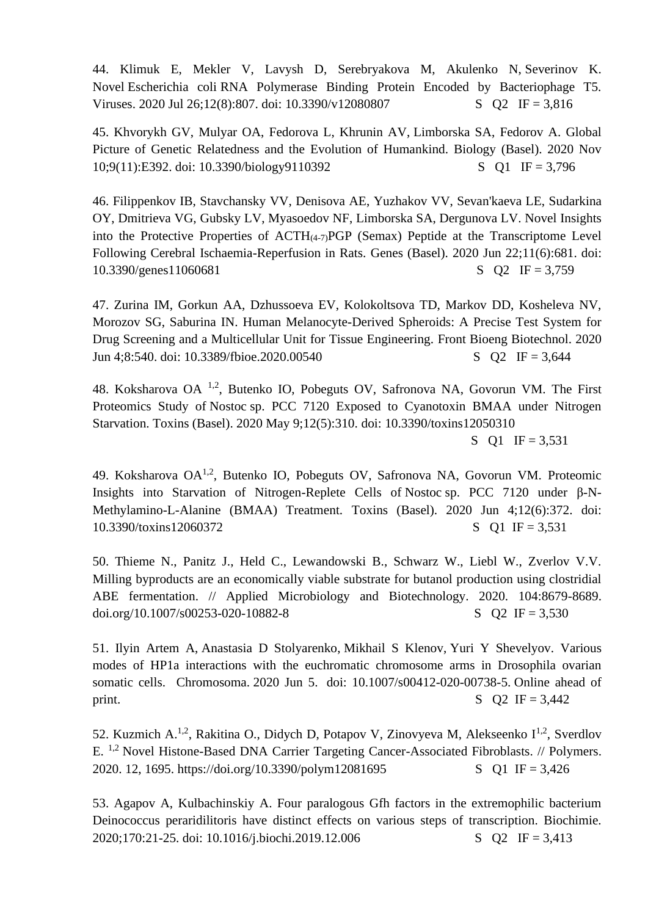44. Klimuk E, Mekler V, Lavysh D, Serebryakova M, Akulenko N, Severinov K. Novel Escherichia coli RNA Polymerase Binding Protein Encoded by Bacteriophage T5. Viruses. 2020 Jul 26;12(8):807. doi: 10.3390/v12080807 S Q2 IF = 3,816

45. Khvorykh GV, Mulyar OA, Fedorova L, Khrunin AV, Limborska SA, Fedorov A. Global Picture of Genetic Relatedness and the Evolution of Humankind. Biology (Basel). 2020 Nov 10;9(11):E392. doi: 10.3390/biology9110392 S Q1 IF = 3,796

46. Filippenkov IB, Stavchansky VV, Denisova AE, Yuzhakov VV, Sevan'kaeva LE, Sudarkina OY, Dmitrieva VG, Gubsky LV, Myasoedov NF, Limborska SA, Dergunova LV. Novel Insights into the Protective Properties of $ACTH_{(4-7)}$PGP (Semax) Peptide at the Transcriptome Level Following Cerebral Ischaemia-Reperfusion in Rats. Genes (Basel). 2020 Jun 22;11(6):681. doi: 10.3390/genes11060681 S Q2 IF = 3,759

47. Zurina IM, Gorkun AA, Dzhussoeva EV, Kolokoltsova TD, Markov DD, Kosheleva NV, Morozov SG, Saburina IN. Human Melanocyte-Derived Spheroids: A Precise Test System for Drug Screening and a Multicellular Unit for Tissue Engineering. Front Bioeng Biotechnol. 2020 Jun 4;8:540. doi: 10.3389/fbioe.2020.00540 S Q2 IF = 3,644

48. Koksharova OA [1,2], Butenko IO, Pobeguts OV, Safronova NA, Govorun VM. The First Proteomics Study of Nostoc sp. PCC 7120 Exposed to Cyanotoxin BMAA under Nitrogen Starvation. Toxins (Basel). 2020 May 9;12(5):310. doi: 10.3390/toxins12050310
S Q1 IF = 3,531

49. Koksharova OA[1,2], Butenko IO, Pobeguts OV, Safronova NA, Govorun VM. Proteomic Insights into Starvation of Nitrogen-Replete Cells of Nostoc sp. PCC 7120 under β-N-Methylamino-L-Alanine (BMAA) Treatment. Toxins (Basel). 2020 Jun 4;12(6):372. doi: 10.3390/toxins12060372 S Q1 IF = 3,531

50. Thieme N., Panitz J., Held C., Lewandowski B., Schwarz W., Liebl W., Zverlov V.V. Milling byproducts are an economically viable substrate for butanol production using clostridial ABE fermentation. // Applied Microbiology and Biotechnology. 2020. 104:8679-8689. doi.org/10.1007/s00253-020-10882-8 S Q2 IF = 3,530

51. Ilyin Artem A, Anastasia D Stolyarenko, Mikhail S Klenov, Yuri Y Shevelyov. Various modes of HP1a interactions with the euchromatic chromosome arms in Drosophila ovarian somatic cells. Chromosoma. 2020 Jun 5. doi: 10.1007/s00412-020-00738-5. Online ahead of print. S Q2 IF = 3,442

52. Kuzmich A.[1,2], Rakitina O., Didych D, Potapov V, Zinovyeva M, Alekseenko I[1,2], Sverdlov E. [1,2] Novel Histone-Based DNA Carrier Targeting Cancer-Associated Fibroblasts. // Polymers. 2020. 12, 1695. https://doi.org/10.3390/polym12081695 S Q1 IF = 3,426

53. Agapov A, Kulbachinskiy A. Four paralogous Gfh factors in the extremophilic bacterium Deinococcus peraridilitoris have distinct effects on various steps of transcription. Biochimie. 2020;170:21-25. doi: 10.1016/j.biochi.2019.12.006 S Q2 IF = 3,413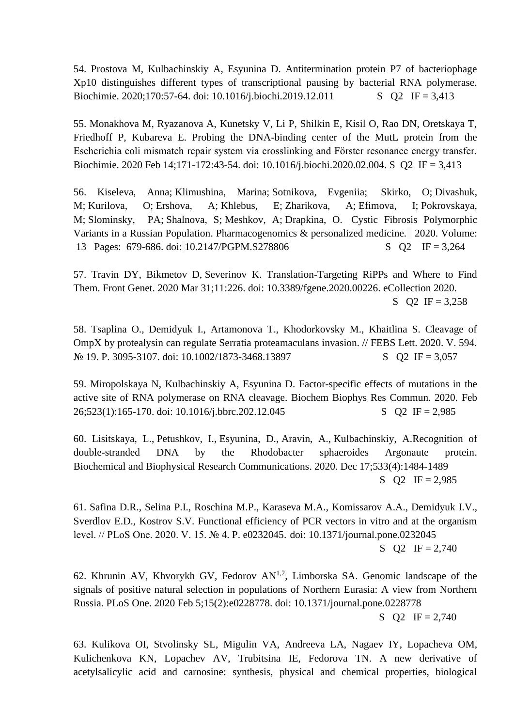54. Prostova M, Kulbachinskiy A, Esyunina D. Antitermination protein P7 of bacteriophage Xp10 distinguishes different types of transcriptional pausing by bacterial RNA polymerase. Biochimie. 2020;170:57-64. doi: 10.1016/j.biochi.2019.12.011 S Q2 IF = 3,413

55. Monakhova M, Ryazanova A, Kunetsky V, Li P, Shilkin E, Kisil O, Rao DN, Oretskaya T, Friedhoff P, Kubareva E. Probing the DNA-binding center of the MutL protein from the Escherichia coli mismatch repair system via crosslinking and Förster resonance energy transfer. Biochimie. 2020 Feb 14;171-172:43-54. doi: 10.1016/j.biochi.2020.02.004. S Q2 IF = 3,413

56. Kiseleva, Anna; Klimushina, Marina; Sotnikova, Evgeniia; Skirko, O; Divashuk, M; Kurilova, O; Ershova, A; Khlebus, E; Zharikova, A; Efimova, I; Pokrovskaya, M; Slominsky, PA; Shalnova, S; Meshkov, A; Drapkina, O. Cystic Fibrosis Polymorphic Variants in a Russian Population. Pharmacogenomics & personalized medicine. 2020. Volume: 13 Pages: 679-686. doi: 10.2147/PGPM.S278806 S Q2 IF = 3,264

57. Travin DY, Bikmetov D, Severinov K. Translation-Targeting RiPPs and Where to Find Them. Front Genet. 2020 Mar 31;11:226. doi: 10.3389/fgene.2020.00226. eCollection 2020. S Q2 IF = 3,258

58. Tsaplina O., Demidyuk I., Artamonova T., Khodorkovsky M., Khaitlina S. Cleavage of OmpX by protealysin can regulate Serratia proteamaculans invasion. // FEBS Lett. 2020. V. 594. № 19. P. 3095-3107. doi: 10.1002/1873-3468.13897 S Q2 IF = 3,057

59. Miropolskaya N, Kulbachinskiy A, Esyunina D. Factor-specific effects of mutations in the active site of RNA polymerase on RNA cleavage. Biochem Biophys Res Commun. 2020. Feb 26;523(1):165-170. doi: 10.1016/j.bbrc.202.12.045 S Q2 IF = 2,985

60. Lisitskaya, L., Petushkov, I., Esyunina, D., Aravin, A., Kulbachinskiy, A.Recognition of double-stranded DNA by the Rhodobacter sphaeroides Argonaute protein. Biochemical and Biophysical Research Communications. 2020. Dec 17;533(4):1484-1489 S Q2 IF = 2,985

61. Safina D.R., Selina P.I., Roschina M.P., Karaseva M.A., Komissarov A.A., Demidyuk I.V., Sverdlov E.D., Kostrov S.V. Functional efficiency of PCR vectors in vitro and at the organism level. // PLoS One. 2020. V. 15. № 4. P. e0232045. doi: 10.1371/journal.pone.0232045 S Q2 IF = 2,740

62. Khrunin AV, Khvorykh GV, Fedorov AN[1,2], Limborska SA. Genomic landscape of the signals of positive natural selection in populations of Northern Eurasia: A view from Northern Russia. PLoS One. 2020 Feb 5;15(2):e0228778. doi: 10.1371/journal.pone.0228778 S Q2 IF = 2,740

63. Kulikova OI, Stvolinsky SL, Migulin VA, Andreeva LA, Nagaev IY, Lopacheva OM, Kulichenkova KN, Lopachev AV, Trubitsina IE, Fedorova TN. A new derivative of acetylsalicylic acid and carnosine: synthesis, physical and chemical properties, biological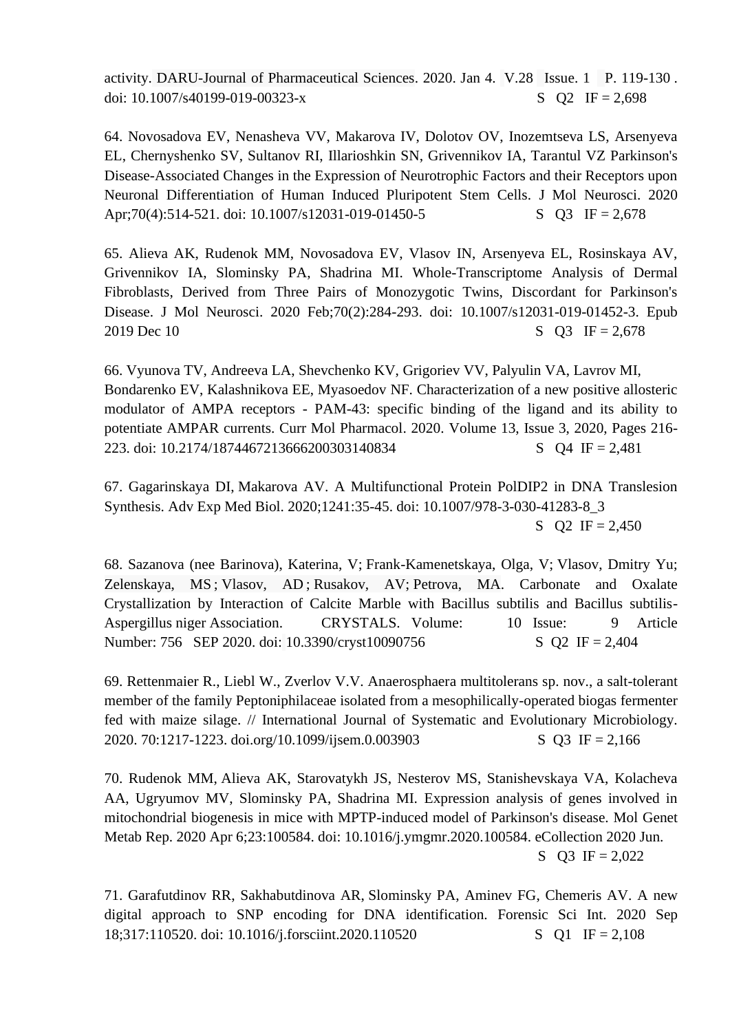activity. DARU-Journal of Pharmaceutical Sciences. 2020. Jan 4. V.28 Issue. 1 P. 119-130 . doi: 10.1007/s40199-019-00323-x S Q2 IF = 2,698

64. Novosadova EV, Nenasheva VV, Makarova IV, Dolotov OV, Inozemtseva LS, Arsenyeva EL, Chernyshenko SV, Sultanov RI, Illarioshkin SN, Grivennikov IA, Tarantul VZ Parkinson's Disease-Associated Changes in the Expression of Neurotrophic Factors and their Receptors upon Neuronal Differentiation of Human Induced Pluripotent Stem Cells. J Mol Neurosci. 2020 Apr;70(4):514-521. doi: 10.1007/s12031-019-01450-5 S Q3 IF = 2,678

65. Alieva AK, Rudenok MM, Novosadova EV, Vlasov IN, Arsenyeva EL, Rosinskaya AV, Grivennikov IA, Slominsky PA, Shadrina MI. Whole-Transcriptome Analysis of Dermal Fibroblasts, Derived from Three Pairs of Monozygotic Twins, Discordant for Parkinson's Disease. J Mol Neurosci. 2020 Feb;70(2):284-293. doi: 10.1007/s12031-019-01452-3. Epub 2019 Dec 10 S Q3 IF = 2,678

66. Vyunova TV, Andreeva LA, Shevchenko KV, Grigoriev VV, Palyulin VA, Lavrov MI, Bondarenko EV, Kalashnikova EE, Myasoedov NF. Characterization of a new positive allosteric modulator of AMPA receptors - PAM-43: specific binding of the ligand and its ability to potentiate AMPAR currents. Curr Mol Pharmacol. 2020. Volume 13, Issue 3, 2020, Pages 216-223. doi: 10.2174/1874467213666200303140834 S Q4 IF = 2,481

67. Gagarinskaya DI, Makarova AV. A Multifunctional Protein PolDIP2 in DNA Translesion Synthesis. Adv Exp Med Biol. 2020;1241:35-45. doi: 10.1007/978-3-030-41283-8_3 S Q2 IF = 2,450

68. Sazanova (nee Barinova), Katerina, V; Frank-Kamenetskaya, Olga, V; Vlasov, Dmitry Yu; Zelenskaya, MS ; Vlasov, AD ; Rusakov, AV; Petrova, MA. Carbonate and Oxalate Crystallization by Interaction of Calcite Marble with Bacillus subtilis and Bacillus subtilis-Aspergillus niger Association. CRYSTALS. Volume: 10 Issue: 9 Article Number: 756 SEP 2020. doi: 10.3390/cryst10090756 S Q2 IF = 2,404

69. Rettenmaier R., Liebl W., Zverlov V.V. Anaerosphaera multitolerans sp. nov., a salt-tolerant member of the family Peptoniphilaceae isolated from a mesophilically-operated biogas fermenter fed with maize silage. // International Journal of Systematic and Evolutionary Microbiology. 2020. 70:1217-1223. doi.org/10.1099/ijsem.0.003903 S Q3 IF = 2,166

70. Rudenok MM, Alieva AK, Starovatykh JS, Nesterov MS, Stanishevskaya VA, Kolacheva AA, Ugryumov MV, Slominsky PA, Shadrina MI. Expression analysis of genes involved in mitochondrial biogenesis in mice with MPTP-induced model of Parkinson's disease. Mol Genet Metab Rep. 2020 Apr 6;23:100584. doi: 10.1016/j.ymgmr.2020.100584. eCollection 2020 Jun. S Q3 IF = 2,022

71. Garafutdinov RR, Sakhabutdinova AR, Slominsky PA, Aminev FG, Chemeris AV. A new digital approach to SNP encoding for DNA identification. Forensic Sci Int. 2020 Sep 18;317:110520. doi: 10.1016/j.forsciint.2020.110520 S Q1 IF = 2,108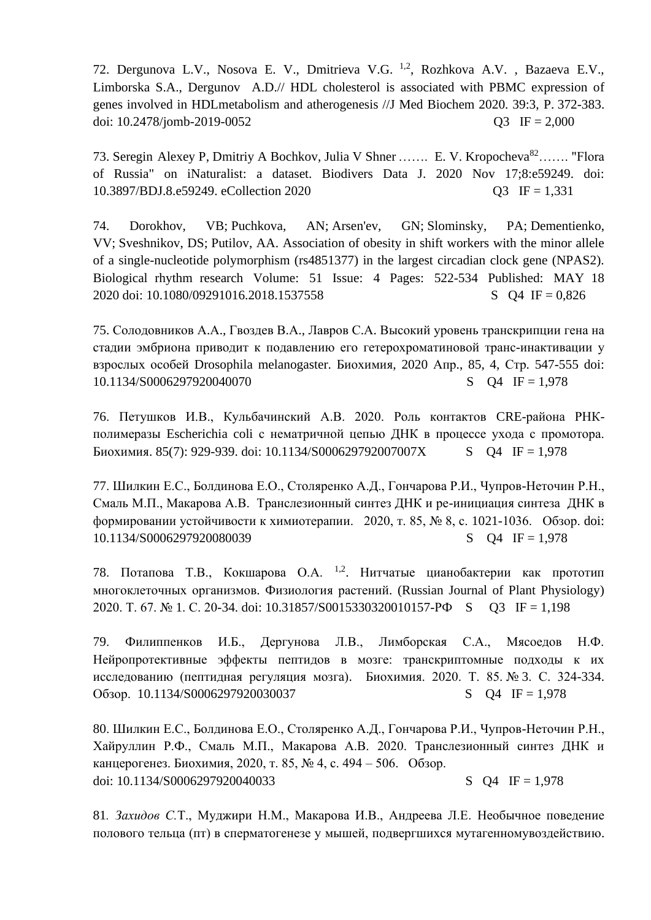72. Dergunova L.V., Nosova E. V., Dmitrieva V.G. [1,2], Rozhkova A.V. , Bazaeva E.V., Limborska S.A., Dergunov A.D.// HDL cholesterol is associated with PBMC expression of genes involved in HDLmetabolism and atherogenesis //J Med Biochem 2020. 39:3, P. 372-383. doi: 10.2478/jomb-2019-0052 Q3 IF = 2,000

73. Seregin Alexey P, Dmitriy A Bochkov, Julia V Shner ……. E. V. Kropocheva[82]……. "Flora of Russia" on iNaturalist: a dataset. Biodivers Data J. 2020 Nov 17;8:e59249. doi: 10.3897/BDJ.8.e59249. eCollection 2020 Q3 IF = 1,331

74. Dorokhov, VB; Puchkova, AN; Arsen'ev, GN; Slominsky, PA; Dementienko, VV; Sveshnikov, DS; Putilov, AA. Association of obesity in shift workers with the minor allele of a single-nucleotide polymorphism (rs4851377) in the largest circadian clock gene (NPAS2). Biological rhythm research Volume: 51 Issue: 4 Pages: 522-534 Published: MAY 18 2020 doi: 10.1080/09291016.2018.1537558 S Q4 IF = 0,826

75. Солодовников А.А., Гвоздев В.А., Лавров С.А. Высокий уровень транскрипции гена на стадии эмбриона приводит к подавлению его гетерохроматиновой транс-инактивации у взрослых особей Drosophila melanogaster. Биохимия, 2020 Апр., 85, 4, Стр. 547-555 doi: 10.1134/S0006297920040070 S Q4 IF = 1,978

76. Петушков И.В., Кульбачинский А.В. 2020. Роль контактов CRE-района РНК-полимеразы Escherichia coli с нематричной цепью ДНК в процессе ухода с промотора. Биохимия. 85(7): 929-939. doi: 10.1134/S000629792007007X S Q4 IF = 1,978

77. Шилкин Е.С., Болдинова Е.О., Столяренко А.Д., Гончарова Р.И., Чупров-Неточин Р.Н., Смаль М.П., Макарова А.В. Транслезионный синтез ДНК и ре-инициация синтеза ДНК в формировании устойчивости к химиотерапии. 2020, т. 85, № 8, с. 1021-1036. Обзор. doi: 10.1134/S0006297920080039 S Q4 IF = 1,978

78. Потапова Т.В., Кокшарова О.А. [1,2]. Нитчатые цианобактерии как прототип многоклеточных организмов. Физиология растений. (Russian Journal of Plant Physiology) 2020. Т. 67. № 1. С. 20-34. doi: 10.31857/S0015330320010157-РФ S Q3 IF = 1,198

79. Филиппенков И.Б., Дергунова Л.В., Лимборская С.А., Мясоедов Н.Ф. Нейропротективные эффекты пептидов в мозге: транскриптомные подходы к их исследованию (пептидная регуляция мозга). Биохимия. 2020. Т. 85. № 3. С. 324-334. Обзор. 10.1134/S0006297920030037 S Q4 IF = 1,978

80. Шилкин Е.С., Болдинова Е.О., Столяренко А.Д., Гончарова Р.И., Чупров-Неточин Р.Н., Хайруллин Р.Ф., Смаль М.П., Макарова А.В. 2020. Транслезионный синтез ДНК и канцерогенез. Биохимия, 2020, т. 85, № 4, с. 494 – 506. Обзор.
doi: 10.1134/S0006297920040033 S Q4 IF = 1,978

81. *Захидов С.*Т., Муджири Н.М., Макарова И.В., Андреева Л.Е. Необычное поведение полового тельца (пт) в сперматогенезе у мышей, подвергшихся мутагенномувоздействию.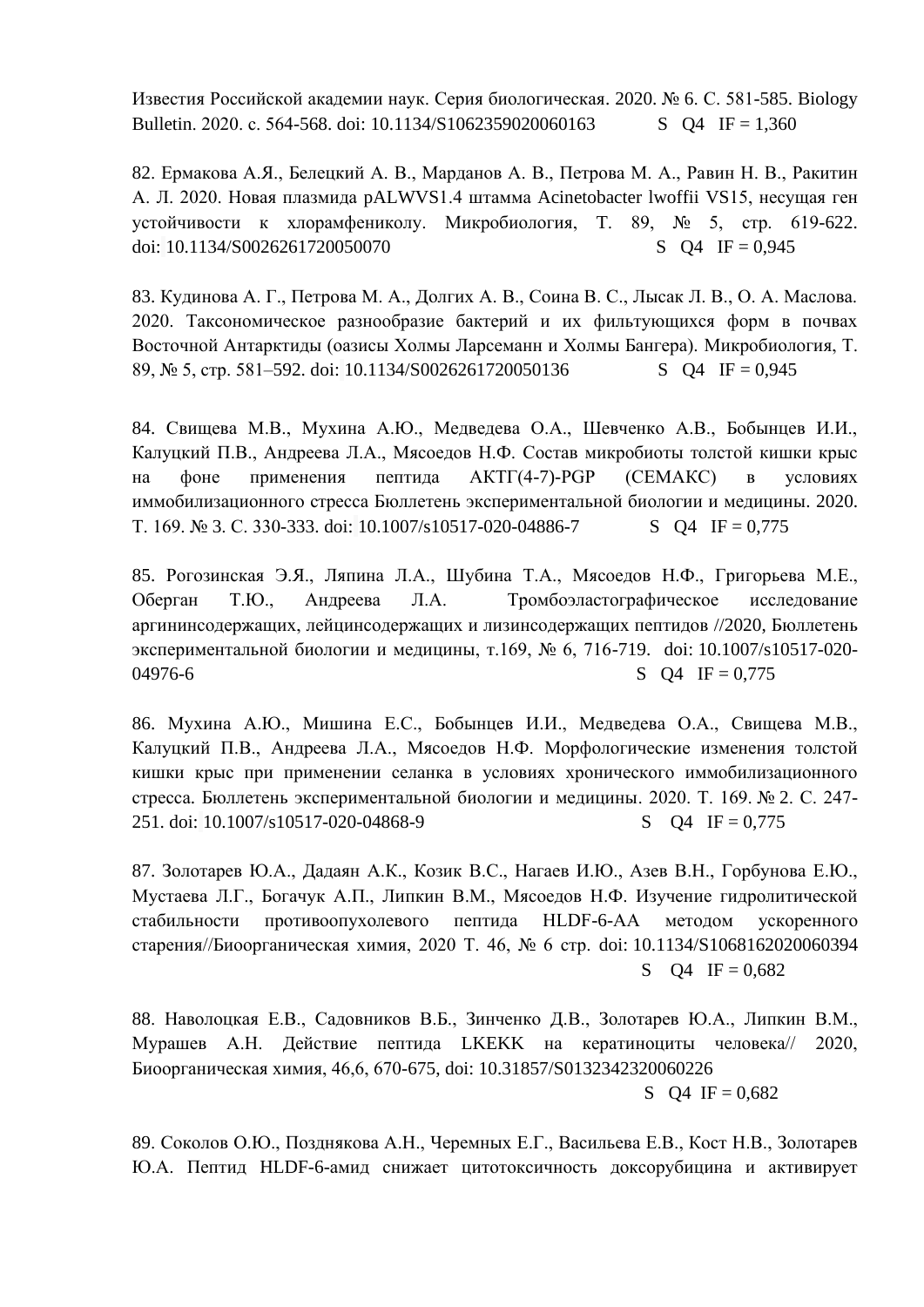Известия Российской академии наук. Серия биологическая. 2020. № 6. С. 581-585. Biology Bulletin. 2020. с. 564-568. doi: 10.1134/S1062359020060163 S Q4 IF = 1,360

82. Ермакова А.Я., Белецкий А. В., Марданов А. В., Петрова М. А., Равин Н. В., Ракитин А. Л. 2020. Новая плазмида pALWVS1.4 штамма Acinetobacter lwoffii VS15, несущая ген устойчивости к хлорамфениколу. Микробиология, Т. 89, № 5, стр. 619-622. doi: 10.1134/S0026261720050070 S Q4 IF = 0,945

83. Кудинова А. Г., Петрова М. А., Долгих А. В., Соина В. С., Лысак Л. В., О. А. Маслова. 2020. Таксономическое разнообразие бактерий и их фильтующихся форм в почвах Восточной Антарктиды (оазисы Холмы Ларсеманн и Холмы Бангера). Микробиология, Т. 89, № 5, стр. 581–592. doi: 10.1134/S0026261720050136 S Q4 IF = 0,945

84. Свищева М.В., Мухина А.Ю., Медведева О.А., Шевченко А.В., Бобынцев И.И., Калуцкий П.В., Андреева Л.А., Мясоедов Н.Ф. Состав микробиоты толстой кишки крыс на фоне применения пептида АКТГ(4-7)-PGP (СЕМАКС) в условиях иммобилизационного стресса Бюллетень экспериментальной биологии и медицины. 2020. Т. 169. № 3. С. 330-333. doi: 10.1007/s10517-020-04886-7 S Q4 IF = 0,775

85. Рогозинская Э.Я., Ляпина Л.А., Шубина Т.А., Мясоедов Н.Ф., Григорьева М.Е., Оберган Т.Ю., Андреева Л.А. Тромбоэластографическое исследование аргининсодержащих, лейцинсодержащих и лизинсодержащих пептидов //2020, Бюллетень экспериментальной биологии и медицины, т.169, № 6, 716-719. doi: 10.1007/s10517-020-04976-6 S Q4 IF = 0,775

86. Мухина А.Ю., Мишина Е.С., Бобынцев И.И., Медведева О.А., Свищева М.В., Калуцкий П.В., Андреева Л.А., Мясоедов Н.Ф. Морфологические изменения толстой кишки крыс при применении селанка в условиях хронического иммобилизационного стресса. Бюллетень экспериментальной биологии и медицины. 2020. Т. 169. № 2. С. 247-251. doi: 10.1007/s10517-020-04868-9 S Q4 IF = 0,775

87. Золотарев Ю.А., Дадаян А.К., Козик В.С., Нагаев И.Ю., Азев В.Н., Горбунова Е.Ю., Мустаева Л.Г., Богачук А.П., Липкин В.М., Мясоедов Н.Ф. Изучение гидролитической стабильности противоопухолевого пептида HLDF-6-AA методом ускоренного старения//Биоорганическая химия, 2020 Т. 46, № 6 стр. doi: 10.1134/S1068162020060394 S Q4 IF = 0,682

88. Наволоцкая Е.В., Садовников В.Б., Зинченко Д.В., Золотарев Ю.А., Липкин В.М., Мурашев А.Н. Действие пептида LKEKK на кератиноциты человека// 2020, Биоорганическая химия, 46,6, 670-675, doi: 10.31857/S0132342320060226 S Q4 IF = 0,682

89. Соколов О.Ю., Позднякова А.Н., Черемных Е.Г., Васильева Е.В., Кост Н.В., Золотарев Ю.А. Пептид HLDF-6-амид снижает цитотоксичность доксорубицина и активирует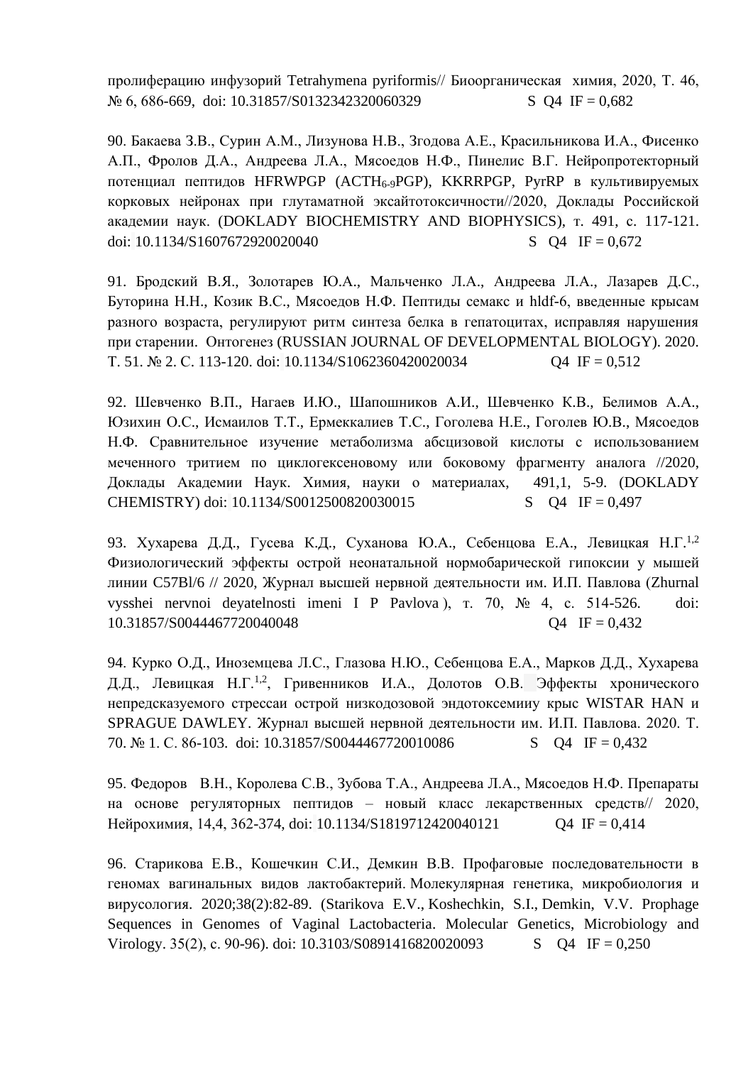пролиферацию инфузорий Tetrahymena pyriformis// Биоорганическая химия, 2020, Т. 46, № 6, 686-669, doi: 10.31857/S0132342320060329 S Q4 IF = 0,682

90. Бакаева З.В., Сурин А.М., Лизунова Н.В., Згодова А.Е., Красильникова И.А., Фисенко А.П., Фролов Д.А., Андреева Л.А., Мясоедов Н.Ф., Пинелис В.Г. Нейропротекторный потенциал пептидов HFRWPGP ($ACTH_{6-9}PGP$), KKRRPGP, PyrRP в культивируемых корковых нейронах при глутаматной эксайтотоксичности//2020, Доклады Российской академии наук. (DOKLADY BIOCHEMISTRY AND BIOPHYSICS), т. 491, с. 117-121. doi: 10.1134/S1607672920020040 S Q4 IF = 0,672

91. Бродский В.Я., Золотарев Ю.А., Мальченко Л.А., Андреева Л.А., Лазарев Д.С., Буторина Н.Н., Козик В.С., Мясоедов Н.Ф. Пептиды семакс и hldf-6, введенные крысам разного возраста, регулируют ритм синтеза белка в гепатоцитах, исправляя нарушения при старении. Онтогенез (RUSSIAN JOURNAL OF DEVELOPMENTAL BIOLOGY). 2020. Т. 51. № 2. С. 113-120. doi: 10.1134/S1062360420020034 Q4 IF = 0,512

92. Шевченко В.П., Нагаев И.Ю., Шапошников А.И., Шевченко К.В., Белимов А.А., Юзихин О.С., Исмаилов Т.Т., Ермеккалиев Т.С., Гоголева Н.Е., Гоголев Ю.В., Мясоедов Н.Ф. Сравнительное изучение метаболизма абсцизовой кислоты с использованием меченного тритием по циклогексеновому или боковому фрагменту аналога //2020, Доклады Академии Наук. Химия, науки о материалах, 491,1, 5-9. (DOKLADY CHEMISTRY) doi: 10.1134/S0012500820030015 S Q4 IF = 0,497

93. Хухарева Д.Д., Гусева К.Д., Суханова Ю.А., Себенцова Е.А., Левицкая Н.Г.[1,2] Физиологический эффекты острой неонатальной нормобарической гипоксии у мышей линии C57Bl/6 // 2020, Журнал высшей нервной деятельности им. И.П. Павлова (Zhurnal vysshei nervnoi deyatelnosti imeni I P Pavlova ), т. 70, № 4, с. 514-526. doi: 10.31857/S0044467720040048 Q4 IF = 0,432

94. Курко О.Д., Иноземцева Л.С., Глазова Н.Ю., Себенцова Е.А., Марков Д.Д., Хухарева Д.Д., Левицкая Н.Г.[1,2], Гривенников И.А., Долотов О.В. Эффекты хронического непредсказуемого стрессаи острой низкодозовой эндотоксемииу крыс WISTAR HAN и SPRAGUE DAWLEY. Журнал высшей нервной деятельности им. И.П. Павлова. 2020. Т. 70. № 1. С. 86-103. doi: 10.31857/S0044467720010086 S Q4 IF = 0,432

95. Федоров В.Н., Королева С.В., Зубова Т.А., Андреева Л.А., Мясоедов Н.Ф. Препараты на основе регуляторных пептидов – новый класс лекарственных средств// 2020, Нейрохимия, 14,4, 362-374, doi: 10.1134/S1819712420040121 Q4 IF = 0,414

96. Старикова Е.В., Кошечкин С.И., Демкин В.В. Профаговые последовательности в геномах вагинальных видов лактобактерий. Молекулярная генетика, микробиология и вирусология. 2020;38(2):82-89. (Starikova E.V., Koshechkin, S.I., Demkin, V.V. Prophage Sequences in Genomes of Vaginal Lactobacteria. Molecular Genetics, Microbiology and Virology. 35(2), c. 90-96). doi: 10.3103/S0891416820020093 S Q4 IF = 0,250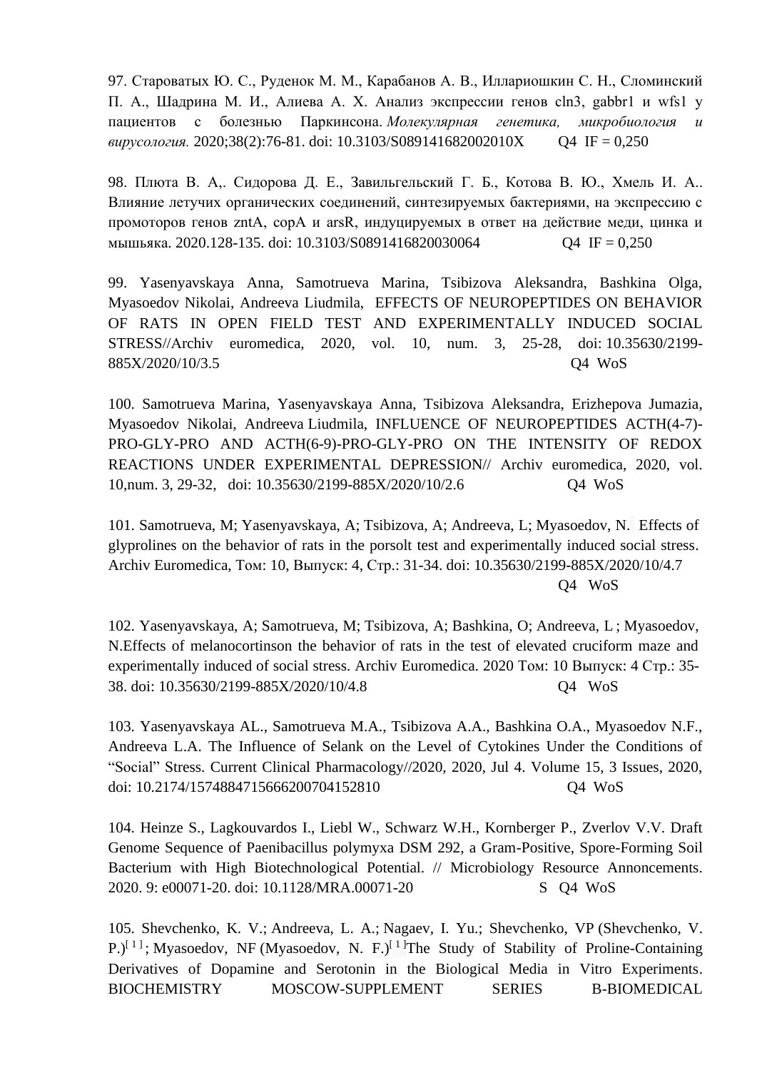97. Староватых Ю. С., Руденок М. М., Карабанов А. В., Иллариошкин С. Н., Сломинский П. А., Шадрина М. И., Алиева А. Х. Анализ экспрессии генов cln3, gabbr1 и wfs1 у пациентов с болезнью Паркинсона. *Молекулярная генетика, микробиология и вирусология.* 2020;38(2):76-81. doi: 10.3103/S089141682002010X Q4 IF = 0,250

98. Плюта В. А,. Сидорова Д. Е., Завильгельский Г. Б., Котова В. Ю., Хмель И. А.. Влияние летучих органических соединений, синтезируемых бактериями, на экспрессию с промоторов генов zntA, copA и arsR, индуцируемых в ответ на действие меди, цинка и мышьяка. 2020.128-135. doi: 10.3103/S0891416820030064 Q4 IF = 0,250

99. Yasenyavskaya Anna, Samotrueva Marina, Tsibizova Aleksandra, Bashkina Olga, Myasoedov Nikolai, Andreeva Liudmila, EFFECTS OF NEUROPEPTIDES ON BEHAVIOR OF RATS IN OPEN FIELD TEST AND EXPERIMENTALLY INDUCED SOCIAL STRESS//Archiv euromedica, 2020, vol. 10, num. 3, 25-28, doi: 10.35630/2199-885X/2020/10/3.5 Q4 WoS

100. Samotrueva Marina, Yasenyavskaya Anna, Tsibizova Aleksandra, Erizhepova Jumazia, Myasoedov Nikolai, Andreeva Liudmila, INFLUENCE OF NEUROPEPTIDES ACTH(4-7)-PRO-GLY-PRO AND ACTH(6-9)-PRO-GLY-PRO ON THE INTENSITY OF REDOX REACTIONS UNDER EXPERIMENTAL DEPRESSION// Archiv euromedica, 2020, vol. 10,num. 3, 29-32, doi: 10.35630/2199-885X/2020/10/2.6 Q4 WoS

101. Samotrueva, M; Yasenyavskaya, A; Tsibizova, A; Andreeva, L; Myasoedov, N. Effects of glyprolines on the behavior of rats in the porsolt test and experimentally induced social stress. Archiv Euromedica, Том: 10, Выпуск: 4, Стр.: 31-34. doi: 10.35630/2199-885X/2020/10/4.7 Q4 WoS

102. Yasenyavskaya, A; Samotrueva, M; Tsibizova, A; Bashkina, O; Andreeva, L ; Myasoedov, N.Effects of melanocortinson the behavior of rats in the test of elevated cruciform maze and experimentally induced of social stress. Archiv Euromedica. 2020 Том: 10 Выпуск: 4 Стр.: 35-38. doi: 10.35630/2199-885X/2020/10/4.8 Q4 WoS

103. Yasenyavskaya AL., Samotrueva M.A., Tsibizova A.A., Bashkina O.A., Myasoedov N.F., Andreeva L.A. The Influence of Selank on the Level of Cytokines Under the Conditions of “Social” Stress. Current Clinical Pharmacology//2020, 2020, Jul 4. Volume 15, 3 Issues, 2020, doi: 10.2174/1574884715666200704152810 Q4 WoS

104. Heinze S., Lagkouvardos I., Liebl W., Schwarz W.H., Kornberger P., Zverlov V.V. Draft Genome Sequence of Paenibacillus polymyxa DSM 292, a Gram-Positive, Spore-Forming Soil Bacterium with High Biotechnological Potential. // Microbiology Resource Annoncements. 2020. 9: e00071-20. doi: 10.1128/MRA.00071-20 S Q4 WoS

105. Shevchenko, K. V.; Andreeva, L. A.; Nagaev, I. Yu.; Shevchenko, VP (Shevchenko, V. P.)[1]; Myasoedov, NF (Myasoedov, N. F.)[1]The Study of Stability of Proline-Containing Derivatives of Dopamine and Serotonin in the Biological Media in Vitro Experiments. BIOCHEMISTRY MOSCOW-SUPPLEMENT SERIES B-BIOMEDICAL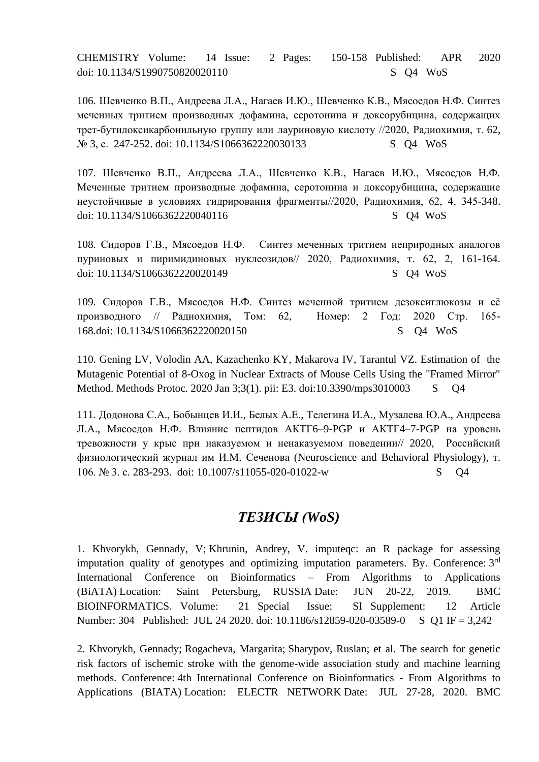CHEMISTRY Volume: 14 Issue: 2 Pages: 150-158 Published: APR 2020 doi: 10.1134/S1990750820020110 S Q4 WoS

106. Шевченко В.П., Андреева Л.А., Нагаев И.Ю., Шевченко К.В., Мясоедов Н.Ф. Синтез меченных тритием производных дофамина, серотонина и доксорубицина, содержащих трет-бутилоксикарбонильную группу или лауриновую кислоту //2020, Радиохимия, т. 62, № 3, с. 247-252. doi: 10.1134/S1066362220030133 S Q4 WoS

107. Шевченко В.П., Андреева Л.А., Шевченко К.В., Нагаев И.Ю., Мясоедов Н.Ф. Меченные тритием производные дофамина, серотонина и доксорубицина, содержащие неустойчивые в условиях гидрирования фрагменты//2020, Радиохимия, 62, 4, 345-348. doi: 10.1134/S1066362220040116 S Q4 WoS

108. Сидоров Г.В., Мясоедов Н.Ф. Синтез меченных тритием неприродных аналогов пуриновых и пиримидиновых нуклеозидов// 2020, Радиохимия, т. 62, 2, 161-164. doi: 10.1134/S1066362220020149 S Q4 WoS

109. Сидоров Г.В., Мясоедов Н.Ф. Синтез меченной тритием дезоксиглюкозы и её производного // Радиохимия, Том: 62, Номер: 2 Год: 2020 Стр. 165-168.doi: 10.1134/S1066362220020150 S Q4 WoS

110. Gening LV, Volodin AA, Kazachenko KY, Makarova IV, Tarantul VZ. Estimation of the Mutagenic Potential of 8-Oxog in Nuclear Extracts of Mouse Cells Using the "Framed Mirror" Method. Methods Protoc. 2020 Jan 3;3(1). pii: E3. doi:10.3390/mps3010003 S Q4

111. Додонова С.А., Бобынцев И.И., Белых А.Е., Телегина И.А., Музалева Ю.А., Андреева Л.А., Мясоедов Н.Ф. Влияние пептидов АКТГ6–9-PGP и АКТГ4–7-PGP на уровень тревожности у крыс при наказуемом и ненаказуемом поведении// 2020, Российский физиологический журнал им И.М. Сеченова (Neuroscience and Behavioral Physiology), т. 106. № 3. с. 283-293. doi: 10.1007/s11055-020-01022-w S Q4

## *ТЕЗИСЫ (WoS)*

1. Khvorykh, Gennady, V; Khrunin, Andrey, V. imputeqc: an R package for assessing imputation quality of genotypes and optimizing imputation parameters. By. Conference: 3rd International Conference on Bioinformatics – From Algorithms to Applications (BiATA) Location: Saint Petersburg, RUSSIA Date: JUN 20-22, 2019. BMC BIOINFORMATICS. Volume: 21 Special Issue: SI Supplement: 12 Article Number: 304 Published: JUL 24 2020. doi: 10.1186/s12859-020-03589-0 S Q1 IF = 3,242

2. Khvorykh, Gennady; Rogacheva, Margarita; Sharypov, Ruslan; et al. The search for genetic risk factors of ischemic stroke with the genome-wide association study and machine learning methods. Conference: 4th International Conference on Bioinformatics - From Algorithms to Applications (BIATA) Location: ELECTR NETWORK Date: JUL 27-28, 2020. BMC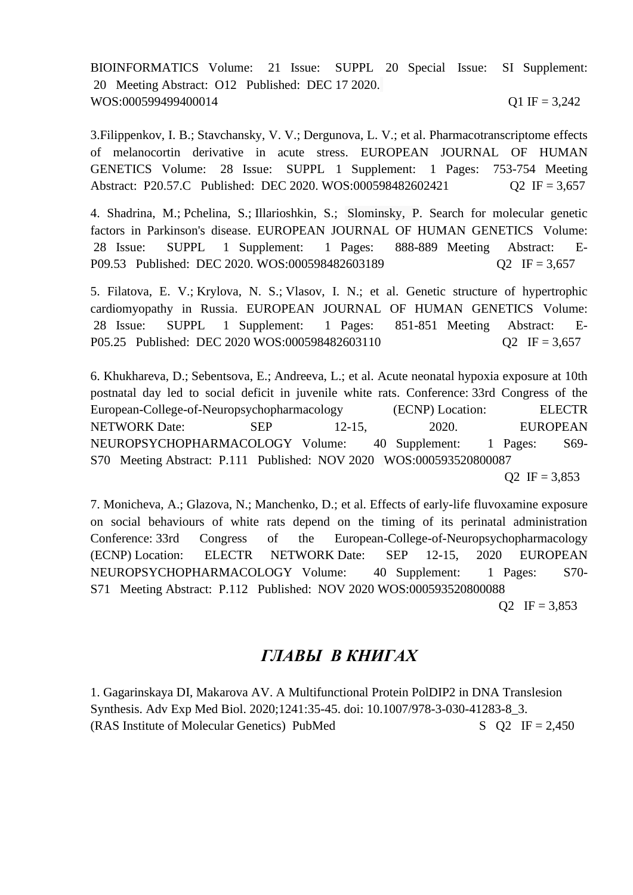BIOINFORMATICS Volume: 21 Issue: SUPPL 20 Special Issue: SI Supplement: 20 Meeting Abstract: O12 Published: DEC 17 2020.
WOS:000599499400014 Q1 IF = 3,242

3.Filippenkov, I. B.; Stavchansky, V. V.; Dergunova, L. V.; et al. Pharmacotranscriptome effects of melanocortin derivative in acute stress. EUROPEAN JOURNAL OF HUMAN GENETICS Volume: 28 Issue: SUPPL 1 Supplement: 1 Pages: 753-754 Meeting Abstract: P20.57.C Published: DEC 2020. WOS:000598482602421 Q2 IF = 3,657

4. Shadrina, M.; Pchelina, S.; Illarioshkin, S.; Slominsky, P. Search for molecular genetic factors in Parkinson's disease. EUROPEAN JOURNAL OF HUMAN GENETICS Volume: 28 Issue: SUPPL 1 Supplement: 1 Pages: 888-889 Meeting Abstract: E-P09.53 Published: DEC 2020. WOS:000598482603189 Q2 IF = 3,657

5. Filatova, E. V.; Krylova, N. S.; Vlasov, I. N.; et al. Genetic structure of hypertrophic cardiomyopathy in Russia. EUROPEAN JOURNAL OF HUMAN GENETICS Volume: 28 Issue: SUPPL 1 Supplement: 1 Pages: 851-851 Meeting Abstract: E-P05.25 Published: DEC 2020 WOS:000598482603110 Q2 IF = 3,657

6. Khukhareva, D.; Sebentsova, E.; Andreeva, L.; et al. Acute neonatal hypoxia exposure at 10th postnatal day led to social deficit in juvenile white rats. Conference: 33rd Congress of the European-College-of-Neuropsychopharmacology (ECNP) Location: ELECTR NETWORK Date: SEP 12-15, 2020. EUROPEAN NEUROPSYCHOPHARMACOLOGY Volume: 40 Supplement: 1 Pages: S69-S70 Meeting Abstract: P.111 Published: NOV 2020 WOS:000593520800087
Q2 IF = 3,853

7. Monicheva, A.; Glazova, N.; Manchenko, D.; et al. Effects of early-life fluvoxamine exposure on social behaviours of white rats depend on the timing of its perinatal administration Conference: 33rd Congress of the European-College-of-Neuropsychopharmacology (ECNP) Location: ELECTR NETWORK Date: SEP 12-15, 2020 EUROPEAN NEUROPSYCHOPHARMACOLOGY Volume: 40 Supplement: 1 Pages: S70-S71 Meeting Abstract: P.112 Published: NOV 2020 WOS:000593520800088
Q2 IF = 3,853

## *ГЛАВЫ В КНИГАХ*

1. Gagarinskaya DI, Makarova AV. A Multifunctional Protein PolDIP2 in DNA Translesion Synthesis. Adv Exp Med Biol. 2020;1241:35-45. doi: 10.1007/978-3-030-41283-8_3.
(RAS Institute of Molecular Genetics) PubMed S Q2 IF = 2,450